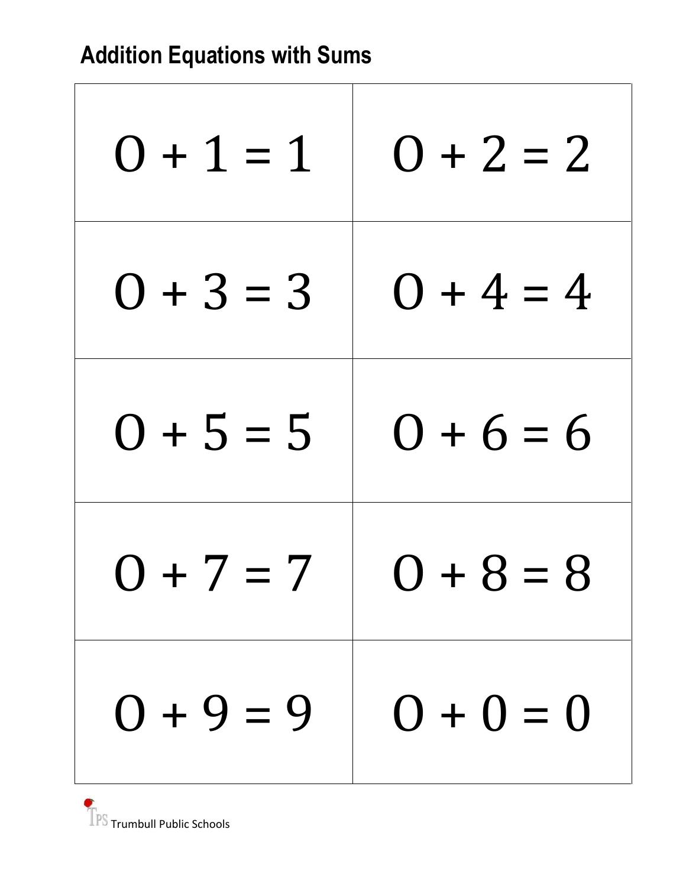## Addition Equations with Sums

| | |
|---|---|
| $0 + 1 = 1$ | $0 + 2 = 2$ |
| $0 + 3 = 3$ | $0 + 4 = 4$ |
| $0 + 5 = 5$ | $0 + 6 = 6$ |
| $0 + 7 = 7$ | $0 + 8 = 8$ |
| $0 + 9 = 9$ | $0 + 0 = 0$ |

TPS Trumbull Public Schools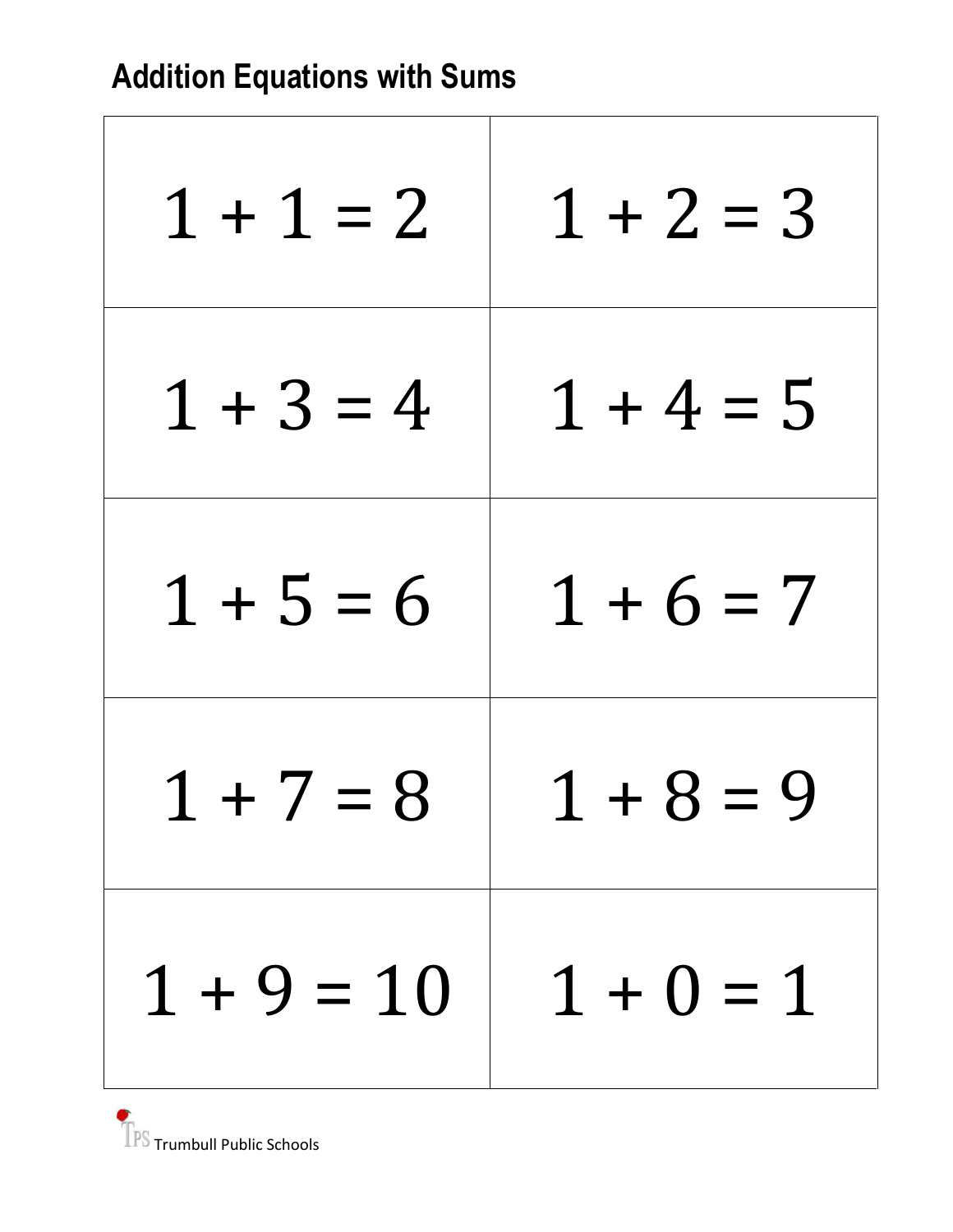## Addition Equations with Sums

| | |
|---|---|
| $1 + 1 = 2$ | $1 + 2 = 3$ |
| $1 + 3 = 4$ | $1 + 4 = 5$ |
| $1 + 5 = 6$ | $1 + 6 = 7$ |
| $1 + 7 = 8$ | $1 + 8 = 9$ |
| $1 + 9 = 10$ | $1 + 0 = 1$ |

TPS Trumbull Public Schools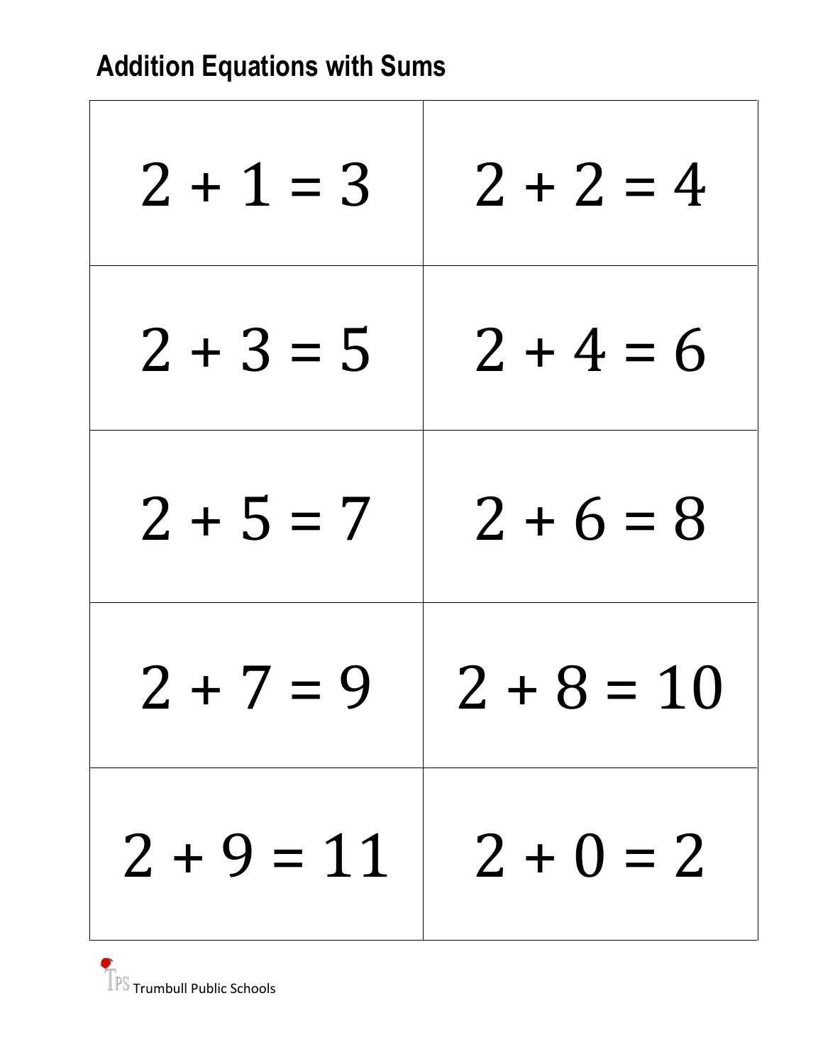## Addition Equations with Sums

| | |
|---|---|
| $2 + 1 = 3$ | $2 + 2 = 4$ |
| $2 + 3 = 5$ | $2 + 4 = 6$ |
| $2 + 5 = 7$ | $2 + 6 = 8$ |
| $2 + 7 = 9$ | $2 + 8 = 10$ |
| $2 + 9 = 11$ | $2 + 0 = 2$ |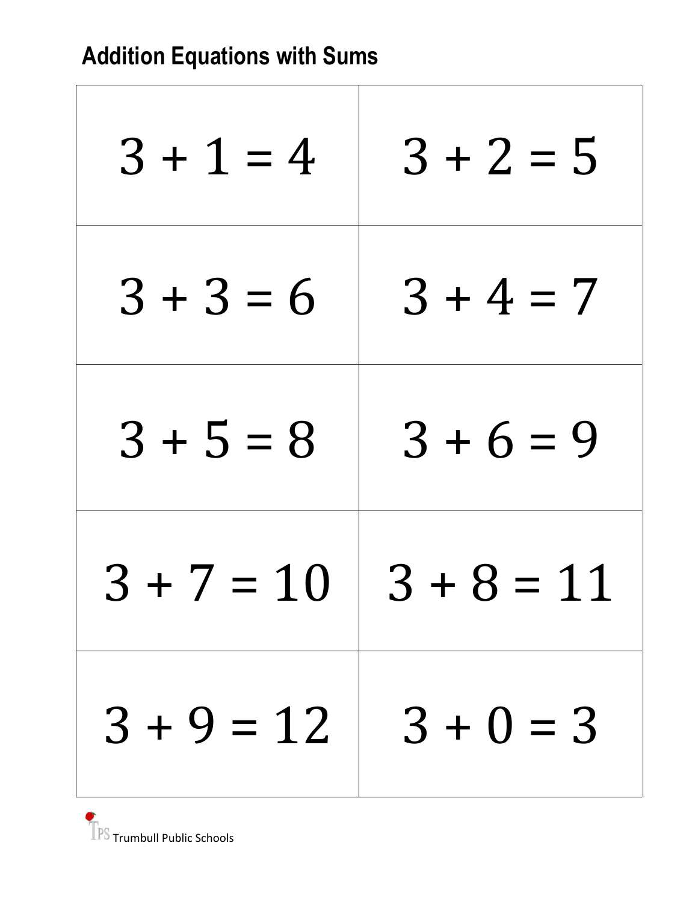## Addition Equations with Sums

| | |
|---|---|
| $3 + 1 = 4$ | $3 + 2 = 5$ |
| $3 + 3 = 6$ | $3 + 4 = 7$ |
| $3 + 5 = 8$ | $3 + 6 = 9$ |
| $3 + 7 = 10$ | $3 + 8 = 11$ |
| $3 + 9 = 12$ | $3 + 0 = 3$ |

TPS Trumbull Public Schools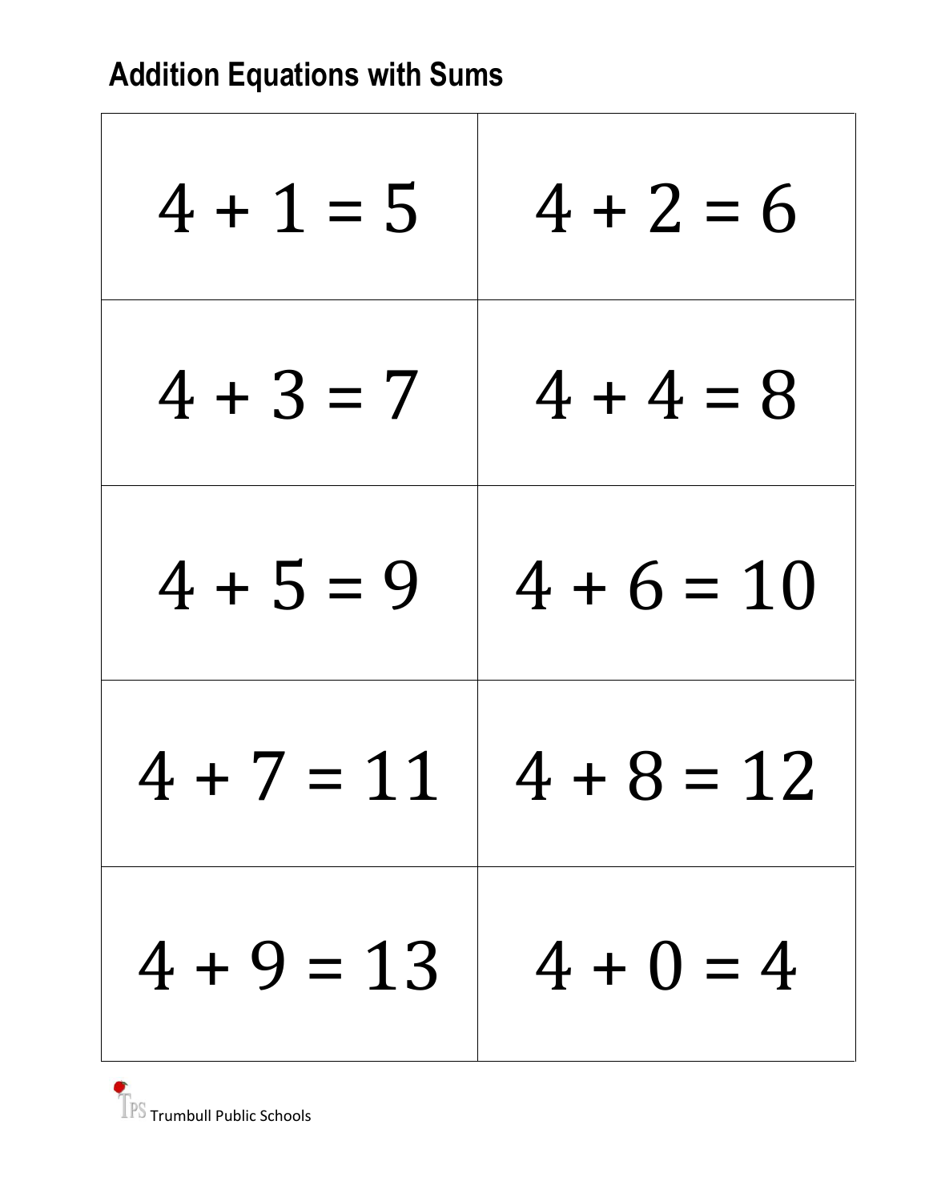## Addition Equations with Sums

| | |
|---|---|
| $4 + 1 = 5$ | $4 + 2 = 6$ |
| $4 + 3 = 7$ | $4 + 4 = 8$ |
| $4 + 5 = 9$ | $4 + 6 = 10$ |
| $4 + 7 = 11$ | $4 + 8 = 12$ |
| $4 + 9 = 13$ | $4 + 0 = 4$ |

TPS Trumbull Public Schools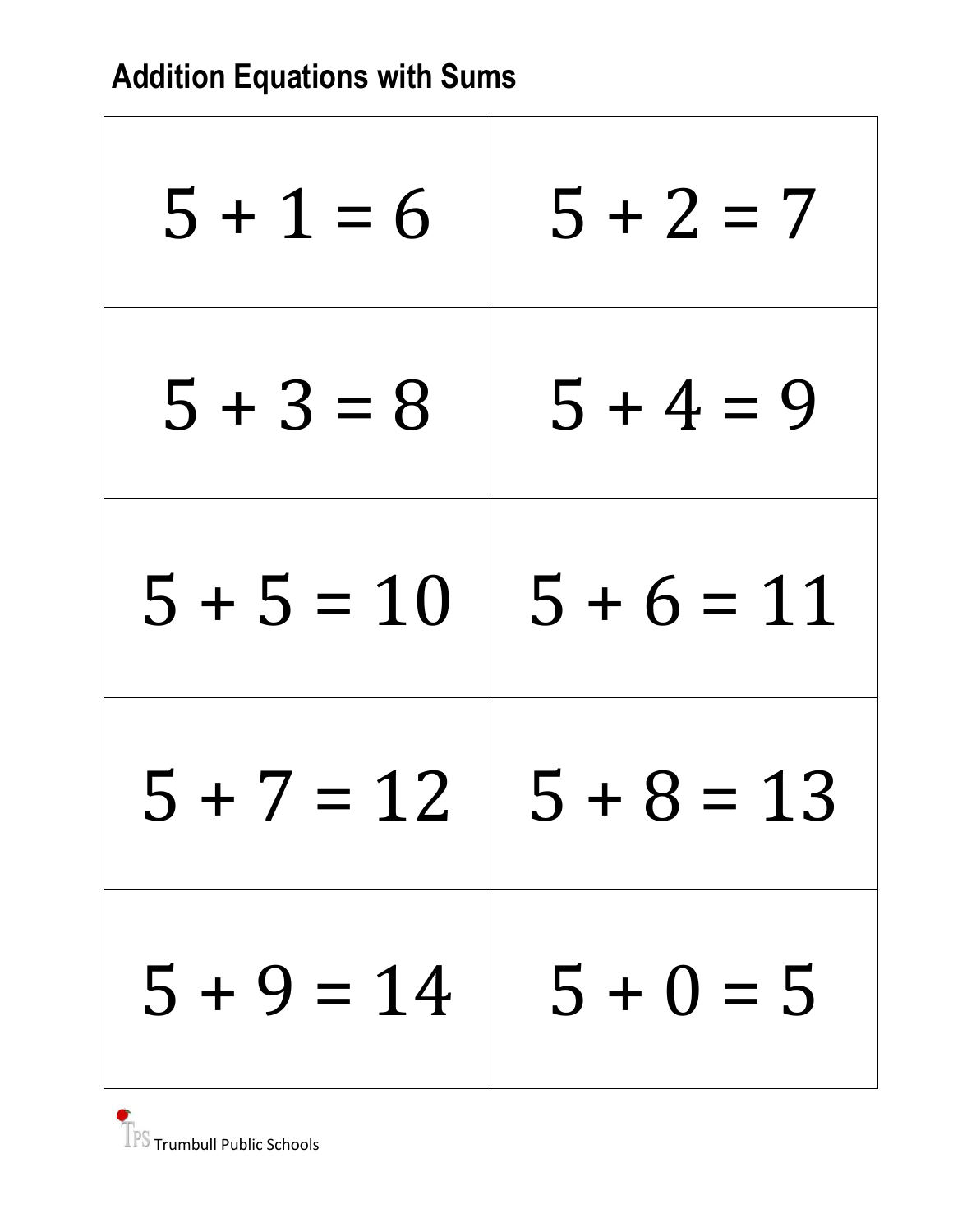## Addition Equations with Sums

| | |
|---|---|
| $5 + 1 = 6$ | $5 + 2 = 7$ |
| $5 + 3 = 8$ | $5 + 4 = 9$ |
| $5 + 5 = 10$ | $5 + 6 = 11$ |
| $5 + 7 = 12$ | $5 + 8 = 13$ |
| $5 + 9 = 14$ | $5 + 0 = 5$ |

TPS Trumbull Public Schools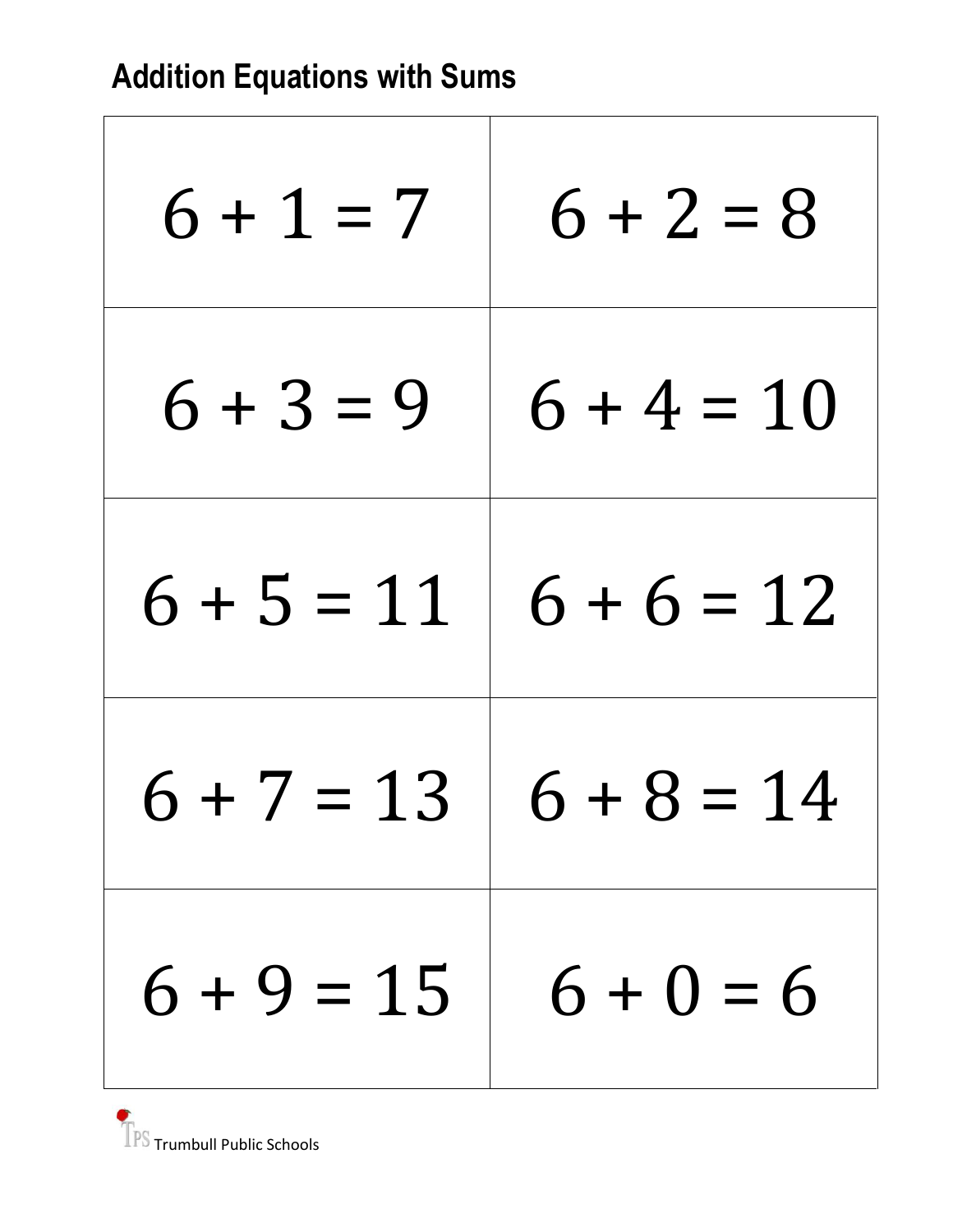## Addition Equations with Sums

| | |
|---|---|
| $6 + 1 = 7$ | $6 + 2 = 8$ |
| $6 + 3 = 9$ | $6 + 4 = 10$ |
| $6 + 5 = 11$ | $6 + 6 = 12$ |
| $6 + 7 = 13$ | $6 + 8 = 14$ |
| $6 + 9 = 15$ | $6 + 0 = 6$ |

TPS Trumbull Public Schools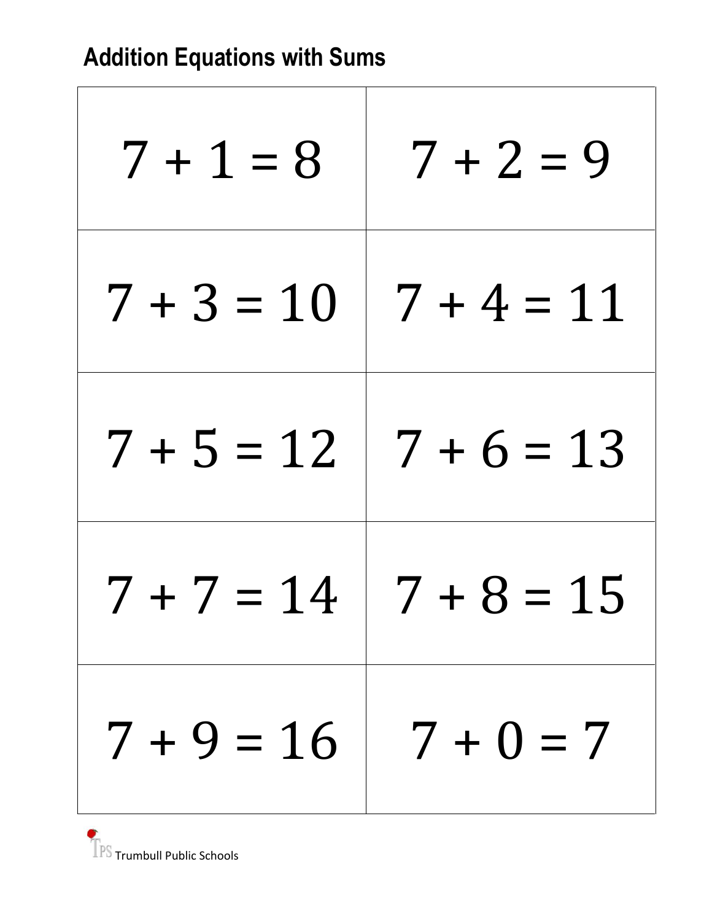## Addition Equations with Sums

| | |
|---|---|
| $7 + 1 = 8$ | $7 + 2 = 9$ |
| $7 + 3 = 10$ | $7 + 4 = 11$ |
| $7 + 5 = 12$ | $7 + 6 = 13$ |
| $7 + 7 = 14$ | $7 + 8 = 15$ |
| $7 + 9 = 16$ | $7 + 0 = 7$ |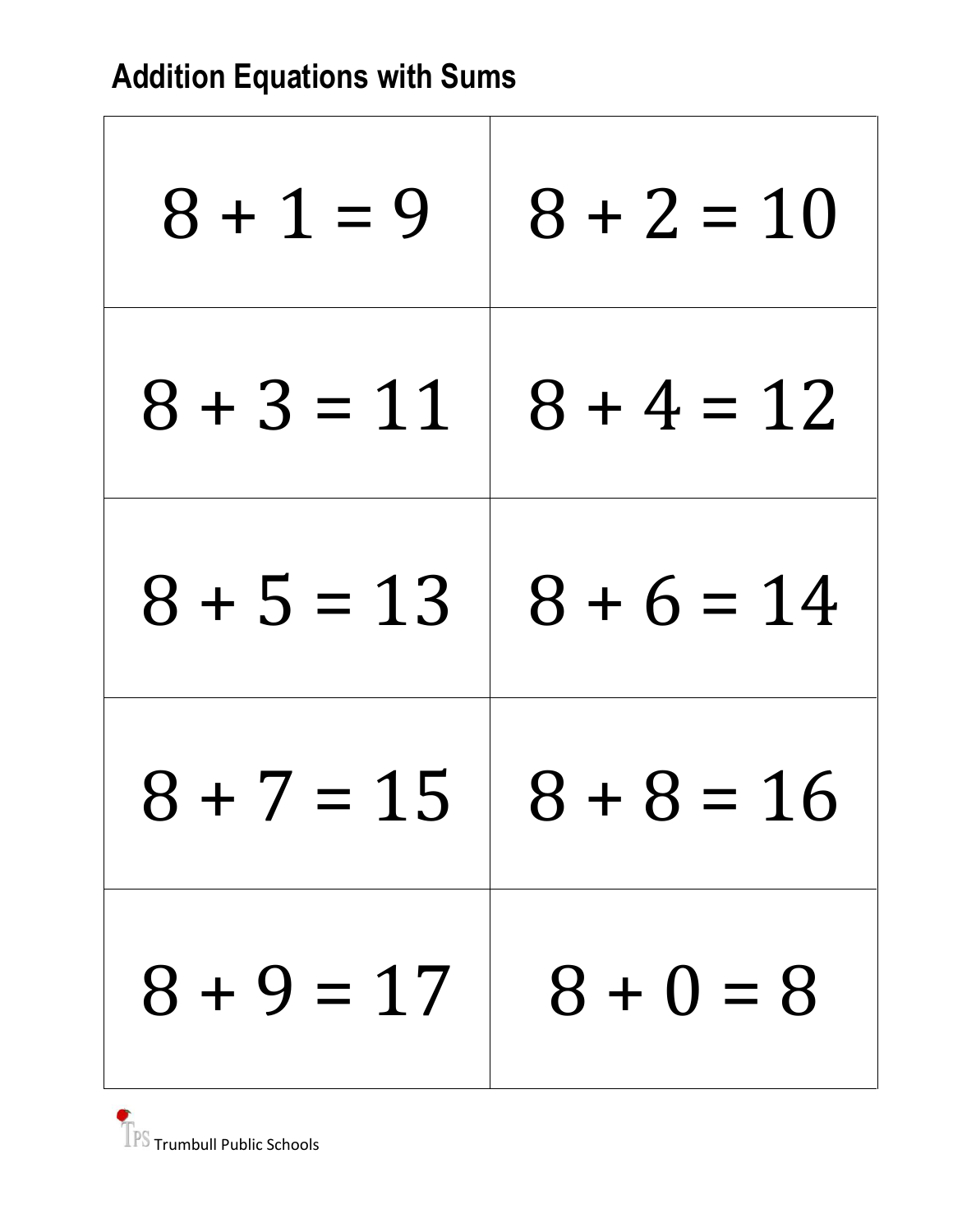## Addition Equations with Sums

| | |
|---|---|
| $8 + 1 = 9$ | $8 + 2 = 10$ |
| $8 + 3 = 11$ | $8 + 4 = 12$ |
| $8 + 5 = 13$ | $8 + 6 = 14$ |
| $8 + 7 = 15$ | $8 + 8 = 16$ |
| $8 + 9 = 17$ | $8 + 0 = 8$ |

TPS Trumbull Public Schools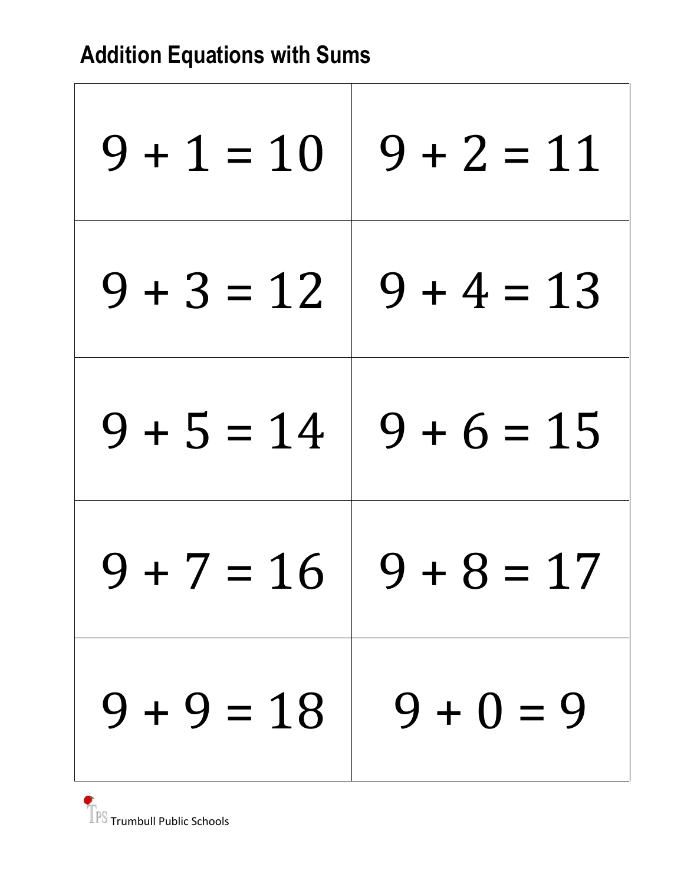## Addition Equations with Sums

| | |
|---|---|
| $9 + 1 = 10$ | $9 + 2 = 11$ |
| $9 + 3 = 12$ | $9 + 4 = 13$ |
| $9 + 5 = 14$ | $9 + 6 = 15$ |
| $9 + 7 = 16$ | $9 + 8 = 17$ |
| $9 + 9 = 18$ | $9 + 0 = 9$ |

TPS Trumbull Public Schools